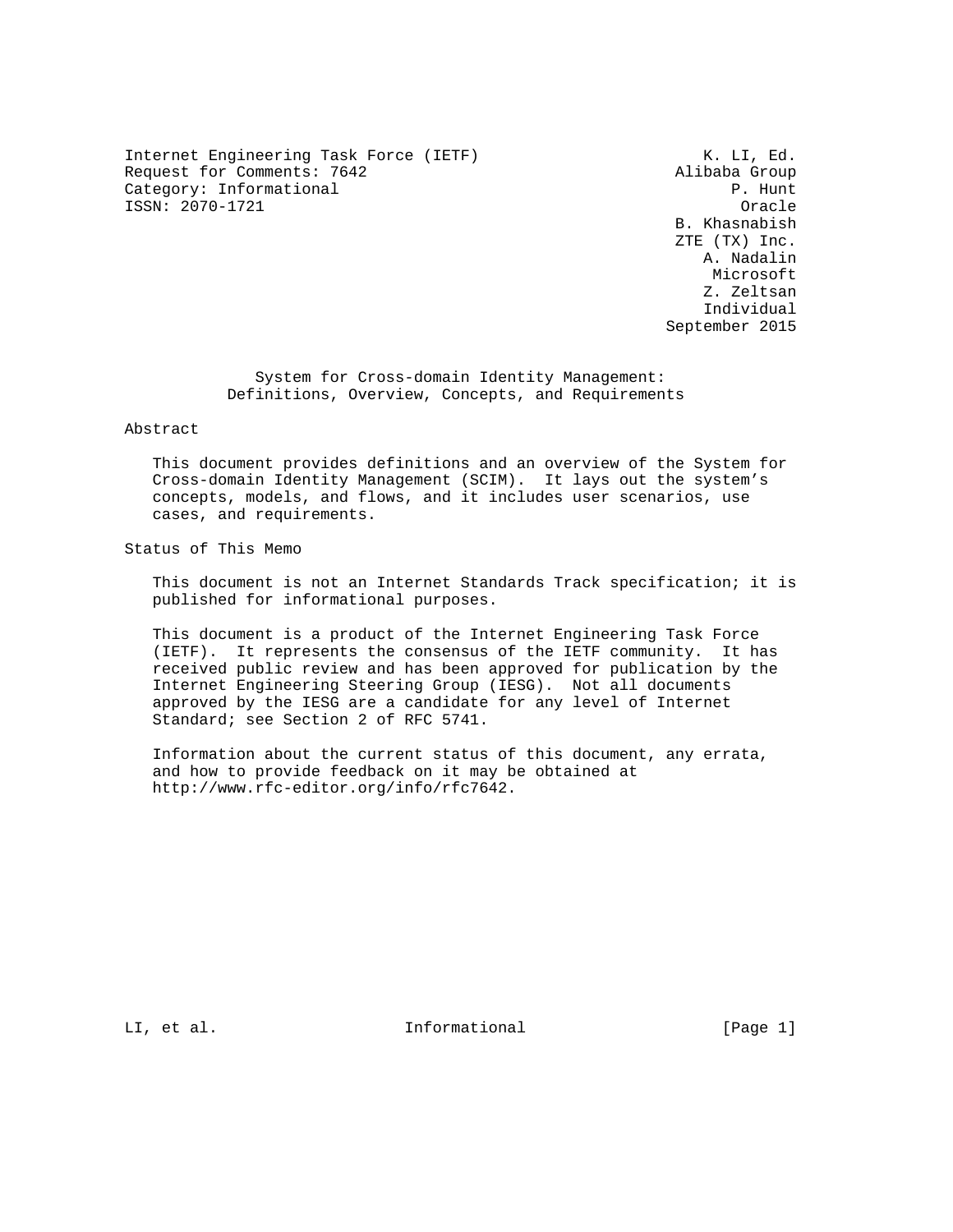Internet Engineering Task Force (IETF) K. LI, Ed.
Request for Comments: 7642 Alibaba Group
Category: Informational P. Hunt
ISSN: 2070-1721 Oracle
B. Khasnabish
ZTE (TX) Inc.
A. Nadalin
Microsoft
Z. Zeltsan
Individual
September 2015

# System for Cross-domain Identity Management: Definitions, Overview, Concepts, and Requirements

## Abstract

This document provides definitions and an overview of the System for Cross-domain Identity Management (SCIM). It lays out the system's concepts, models, and flows, and it includes user scenarios, use cases, and requirements.

## Status of This Memo

This document is not an Internet Standards Track specification; it is published for informational purposes.

This document is a product of the Internet Engineering Task Force (IETF). It represents the consensus of the IETF community. It has received public review and has been approved for publication by the Internet Engineering Steering Group (IESG). Not all documents approved by the IESG are a candidate for any level of Internet Standard; see Section 2 of RFC 5741.

Information about the current status of this document, any errata, and how to provide feedback on it may be obtained at http://www.rfc-editor.org/info/rfc7642.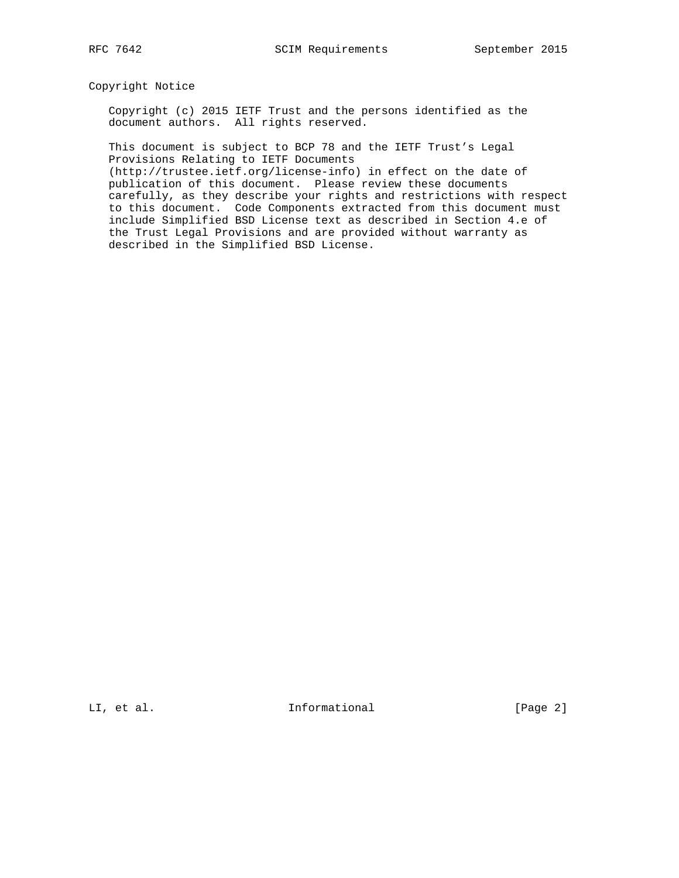## Copyright Notice

Copyright (c) 2015 IETF Trust and the persons identified as the document authors. All rights reserved.

This document is subject to BCP 78 and the IETF Trust's Legal Provisions Relating to IETF Documents (http://trustee.ietf.org/license-info) in effect on the date of publication of this document. Please review these documents carefully, as they describe your rights and restrictions with respect to this document. Code Components extracted from this document must include Simplified BSD License text as described in Section 4.e of the Trust Legal Provisions and are provided without warranty as described in the Simplified BSD License.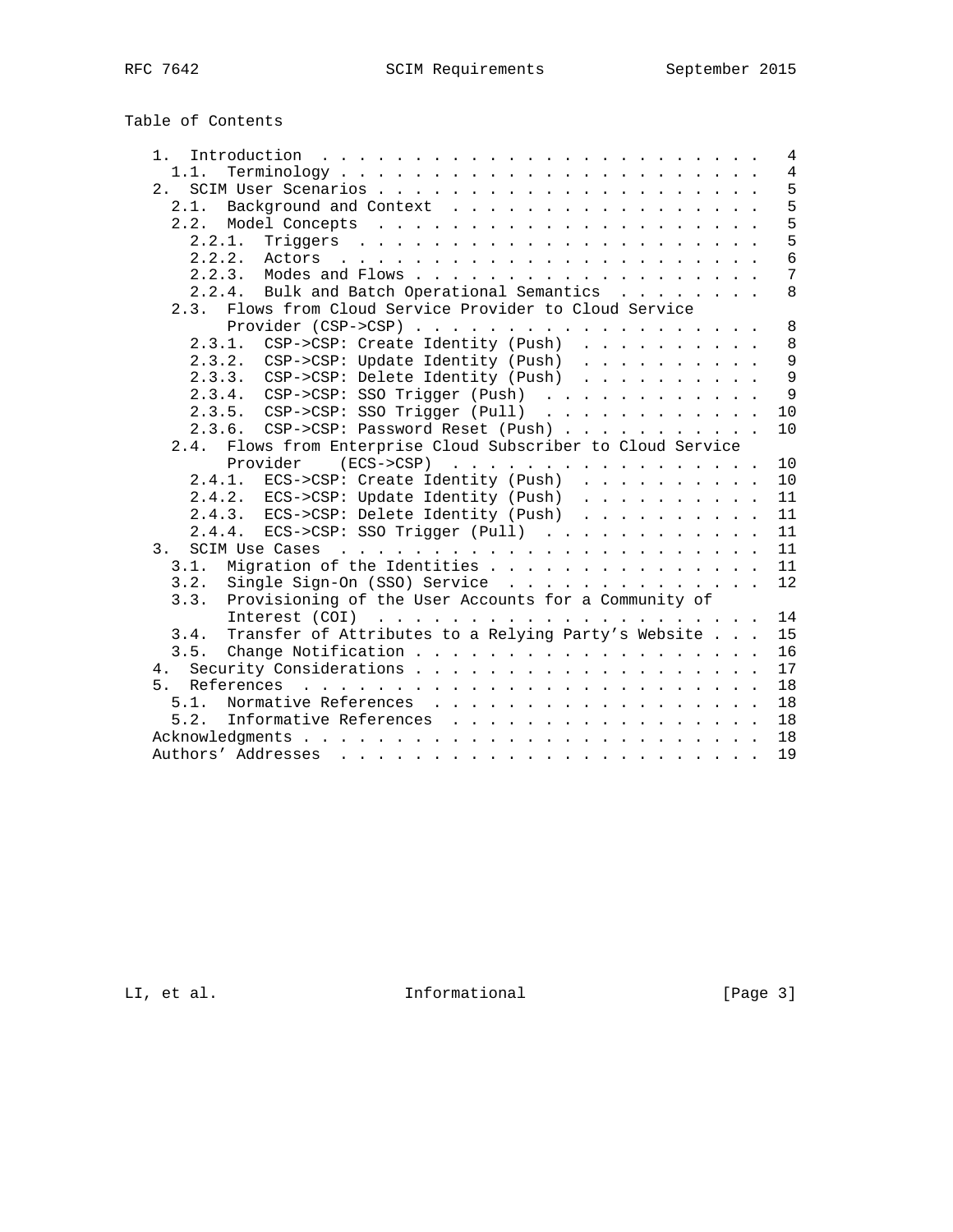Table of Contents

```
   1.  Introduction . . . . . . . . . . . . . . . . . . . . . . . .   4
     1.1.  Terminology . . . . . . . . . . . . . . . . . . . . . . .   4
   2.  SCIM User Scenarios . . . . . . . . . . . . . . . . . . . . .   5
     2.1.  Background and Context  . . . . . . . . . . . . . . . . .   5
     2.2.  Model Concepts  . . . . . . . . . . . . . . . . . . . . .   5
       2.2.1.  Triggers  . . . . . . . . . . . . . . . . . . . . . .   5
       2.2.2.  Actors  . . . . . . . . . . . . . . . . . . . . . . .   6
       2.2.3.  Modes and Flows . . . . . . . . . . . . . . . . . . .   7
       2.2.4.  Bulk and Batch Operational Semantics  . . . . . . . .   8
     2.3.  Flows from Cloud Service Provider to Cloud Service
           Provider (CSP->CSP) . . . . . . . . . . . . . . . . . . .   8
       2.3.1.  CSP->CSP: Create Identity (Push)  . . . . . . . . . .   8
       2.3.2.  CSP->CSP: Update Identity (Push)  . . . . . . . . . .   9
       2.3.3.  CSP->CSP: Delete Identity (Push)  . . . . . . . . . .   9
       2.3.4.  CSP->CSP: SSO Trigger (Push)  . . . . . . . . . . . .   9
       2.3.5.  CSP->CSP: SSO Trigger (Pull)  . . . . . . . . . . . .  10
       2.3.6.  CSP->CSP: Password Reset (Push) . . . . . . . . . . .  10
     2.4.  Flows from Enterprise Cloud Subscriber to Cloud Service
           Provider    (ECS->CSP)  . . . . . . . . . . . . . . . . .  10
       2.4.1.  ECS->CSP: Create Identity (Push)  . . . . . . . . . .  10
       2.4.2.  ECS->CSP: Update Identity (Push)  . . . . . . . . . .  11
       2.4.3.  ECS->CSP: Delete Identity (Push)  . . . . . . . . . .  11
       2.4.4.  ECS->CSP: SSO Trigger (Pull)  . . . . . . . . . . . .  11
   3.  SCIM Use Cases  . . . . . . . . . . . . . . . . . . . . . . .  11
     3.1.  Migration of the Identities . . . . . . . . . . . . . . .  11
     3.2.  Single Sign-On (SSO) Service  . . . . . . . . . . . . . .  12
     3.3.  Provisioning of the User Accounts for a Community of
           Interest (COI)  . . . . . . . . . . . . . . . . . . . . .  14
     3.4.  Transfer of Attributes to a Relying Party's Website . . .  15
     3.5.  Change Notification . . . . . . . . . . . . . . . . . . .  16
   4.  Security Considerations . . . . . . . . . . . . . . . . . . .  17
   5.  References  . . . . . . . . . . . . . . . . . . . . . . . . .  18
     5.1.  Normative References  . . . . . . . . . . . . . . . . . .  18
     5.2.  Informative References  . . . . . . . . . . . . . . . . .  18
   Acknowledgments . . . . . . . . . . . . . . . . . . . . . . . . .  18
   Authors' Addresses  . . . . . . . . . . . . . . . . . . . . . . .  19
```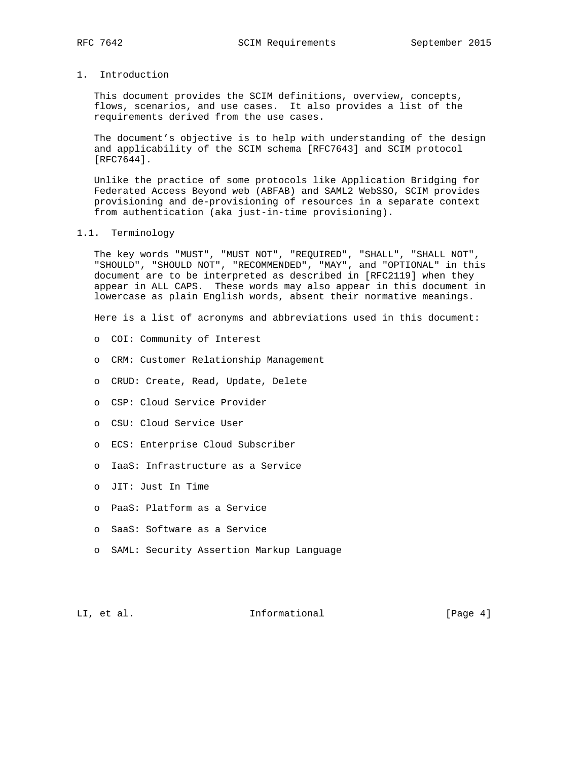# 1. Introduction

This document provides the SCIM definitions, overview, concepts, flows, scenarios, and use cases. It also provides a list of the requirements derived from the use cases.

The document’s objective is to help with understanding of the design and applicability of the SCIM schema [RFC7643] and SCIM protocol [RFC7644].

Unlike the practice of some protocols like Application Bridging for Federated Access Beyond web (ABFAB) and SAML2 WebSSO, SCIM provides provisioning and de-provisioning of resources in a separate context from authentication (aka just-in-time provisioning).

## 1.1. Terminology

The key words "MUST", "MUST NOT", "REQUIRED", "SHALL", "SHALL NOT", "SHOULD", "SHOULD NOT", "RECOMMENDED", "MAY", and "OPTIONAL" in this document are to be interpreted as described in [RFC2119] when they appear in ALL CAPS. These words may also appear in this document in lowercase as plain English words, absent their normative meanings.

Here is a list of acronyms and abbreviations used in this document:

- COI: Community of Interest
- CRM: Customer Relationship Management
- CRUD: Create, Read, Update, Delete
- CSP: Cloud Service Provider
- CSU: Cloud Service User
- ECS: Enterprise Cloud Subscriber
- IaaS: Infrastructure as a Service
- JIT: Just In Time
- PaaS: Platform as a Service
- SaaS: Software as a Service
- SAML: Security Assertion Markup Language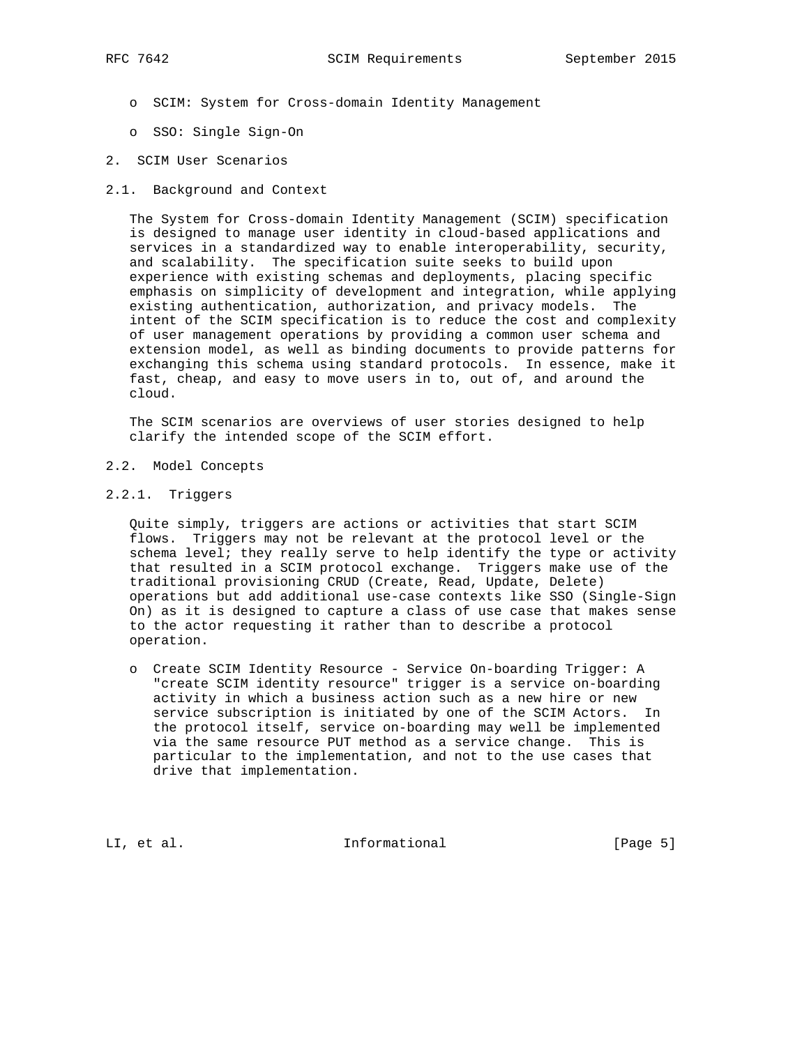- SCIM: System for Cross-domain Identity Management

- SSO: Single Sign-On

## 2. SCIM User Scenarios

### 2.1. Background and Context

The System for Cross-domain Identity Management (SCIM) specification is designed to manage user identity in cloud-based applications and services in a standardized way to enable interoperability, security, and scalability. The specification suite seeks to build upon experience with existing schemas and deployments, placing specific emphasis on simplicity of development and integration, while applying existing authentication, authorization, and privacy models. The intent of the SCIM specification is to reduce the cost and complexity of user management operations by providing a common user schema and extension model, as well as binding documents to provide patterns for exchanging this schema using standard protocols. In essence, make it fast, cheap, and easy to move users in to, out of, and around the cloud.

The SCIM scenarios are overviews of user stories designed to help clarify the intended scope of the SCIM effort.

### 2.2. Model Concepts

#### 2.2.1. Triggers

Quite simply, triggers are actions or activities that start SCIM flows. Triggers may not be relevant at the protocol level or the schema level; they really serve to help identify the type or activity that resulted in a SCIM protocol exchange. Triggers make use of the traditional provisioning CRUD (Create, Read, Update, Delete) operations but add additional use-case contexts like SSO (Single-Sign On) as it is designed to capture a class of use case that makes sense to the actor requesting it rather than to describe a protocol operation.

- Create SCIM Identity Resource - Service On-boarding Trigger: A "create SCIM identity resource" trigger is a service on-boarding activity in which a business action such as a new hire or new service subscription is initiated by one of the SCIM Actors. In the protocol itself, service on-boarding may well be implemented via the same resource PUT method as a service change. This is particular to the implementation, and not to the use cases that drive that implementation.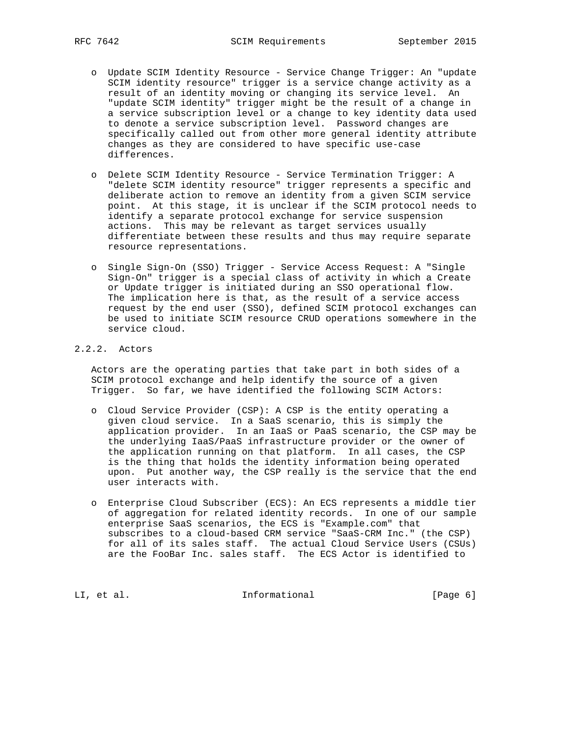- Update SCIM Identity Resource - Service Change Trigger: An "update SCIM identity resource" trigger is a service change activity as a result of an identity moving or changing its service level. An "update SCIM identity" trigger might be the result of a change in a service subscription level or a change to key identity data used to denote a service subscription level. Password changes are specifically called out from other more general identity attribute changes as they are considered to have specific use-case differences.

- Delete SCIM Identity Resource - Service Termination Trigger: A "delete SCIM identity resource" trigger represents a specific and deliberate action to remove an identity from a given SCIM service point. At this stage, it is unclear if the SCIM protocol needs to identify a separate protocol exchange for service suspension actions. This may be relevant as target services usually differentiate between these results and thus may require separate resource representations.

- Single Sign-On (SSO) Trigger - Service Access Request: A "Single Sign-On" trigger is a special class of activity in which a Create or Update trigger is initiated during an SSO operational flow. The implication here is that, as the result of a service access request by the end user (SSO), defined SCIM protocol exchanges can be used to initiate SCIM resource CRUD operations somewhere in the service cloud.

### 2.2.2. Actors

Actors are the operating parties that take part in both sides of a SCIM protocol exchange and help identify the source of a given Trigger. So far, we have identified the following SCIM Actors:

- Cloud Service Provider (CSP): A CSP is the entity operating a given cloud service. In a SaaS scenario, this is simply the application provider. In an IaaS or PaaS scenario, the CSP may be the underlying IaaS/PaaS infrastructure provider or the owner of the application running on that platform. In all cases, the CSP is the thing that holds the identity information being operated upon. Put another way, the CSP really is the service that the end user interacts with.

- Enterprise Cloud Subscriber (ECS): An ECS represents a middle tier of aggregation for related identity records. In one of our sample enterprise SaaS scenarios, the ECS is "Example.com" that subscribes to a cloud-based CRM service "SaaS-CRM Inc." (the CSP) for all of its sales staff. The actual Cloud Service Users (CSUs) are the FooBar Inc. sales staff. The ECS Actor is identified to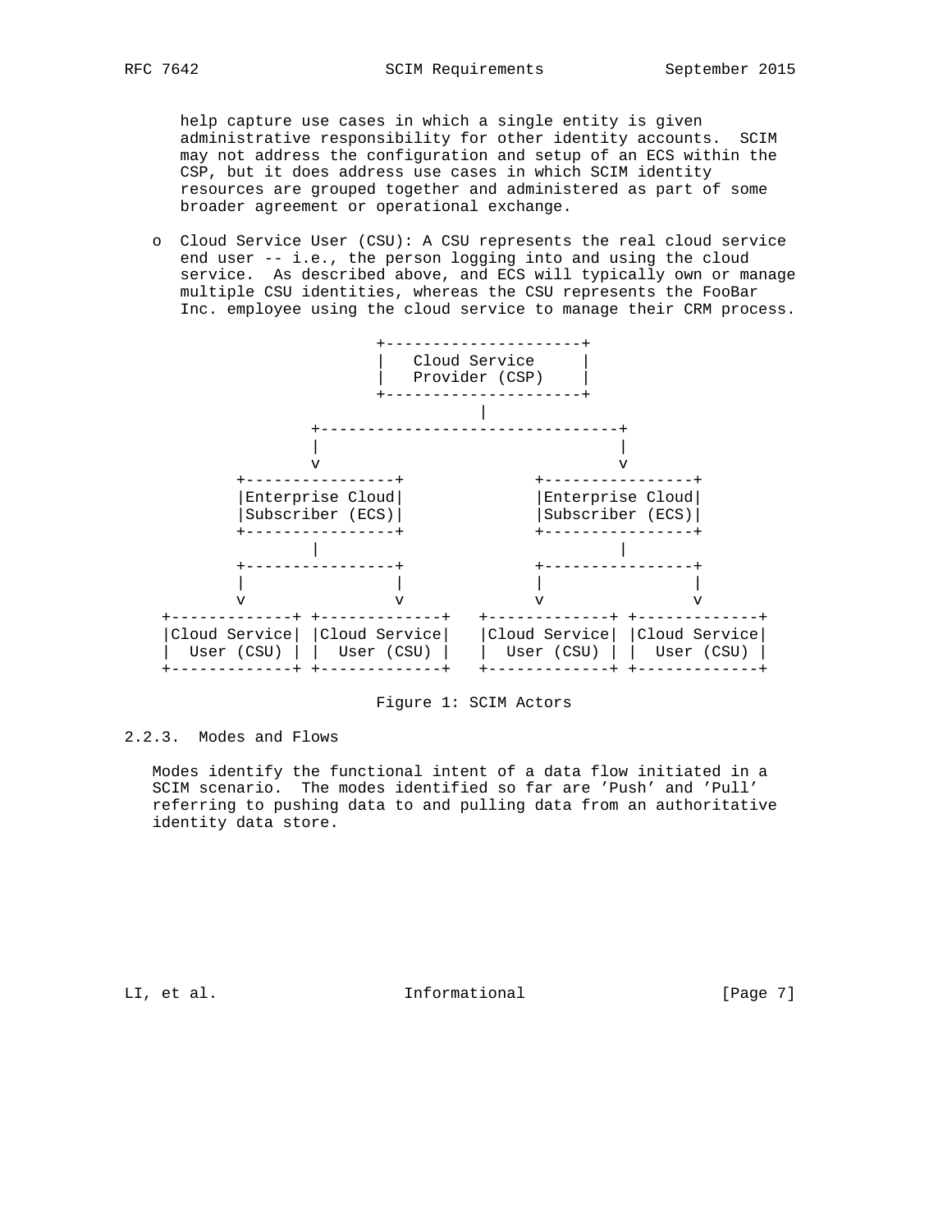help capture use cases in which a single entity is given administrative responsibility for other identity accounts. SCIM may not address the configuration and setup of an ECS within the CSP, but it does address use cases in which SCIM identity resources are grouped together and administered as part of some broader agreement or operational exchange.

- Cloud Service User (CSU): A CSU represents the real cloud service end user -- i.e., the person logging into and using the cloud service. As described above, and ECS will typically own or manage multiple CSU identities, whereas the CSU represents the FooBar Inc. employee using the cloud service to manage their CRM process.

```
                     +---------------------+
                     |   Cloud Service     |
                     |   Provider (CSP)    |
                     +---------------------+
                                |
               +--------------------------------+
               |                                |
               v                                v
        +----------------+             +----------------+
        |Enterprise Cloud|             |Enterprise Cloud|
        |Subscriber (ECS)|             |Subscriber (ECS)|
        +----------------+             +----------------+
               |                                |
        +----------------+             +----------------+
        |                |             |                |
        v                v             v                v
 +-------------+ +-------------+   +-------------+ +-------------+
 |Cloud Service| |Cloud Service|   |Cloud Service| |Cloud Service|
 |  User (CSU) | |  User (CSU) |   |  User (CSU) | |  User (CSU) |
 +-------------+ +-------------+   +-------------+ +-------------+
```

Figure 1: SCIM Actors

### 2.2.3. Modes and Flows

Modes identify the functional intent of a data flow initiated in a SCIM scenario. The modes identified so far are 'Push' and 'Pull' referring to pushing data to and pulling data from an authoritative identity data store.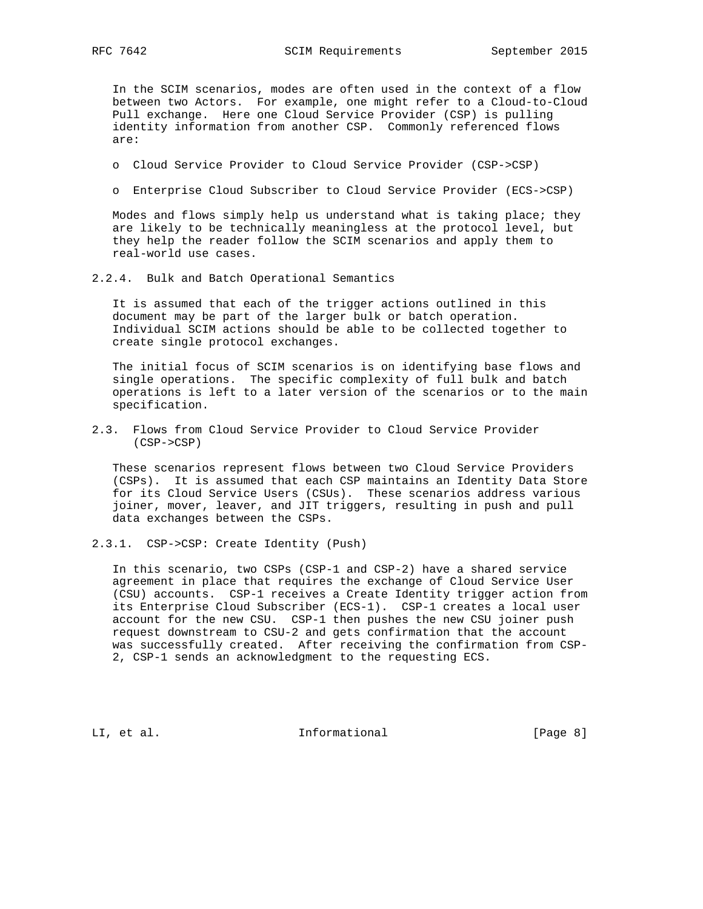In the SCIM scenarios, modes are often used in the context of a flow between two Actors. For example, one might refer to a Cloud-to-Cloud Pull exchange. Here one Cloud Service Provider (CSP) is pulling identity information from another CSP. Commonly referenced flows are:

- Cloud Service Provider to Cloud Service Provider (CSP->CSP)
- Enterprise Cloud Subscriber to Cloud Service Provider (ECS->CSP)

Modes and flows simply help us understand what is taking place; they are likely to be technically meaningless at the protocol level, but they help the reader follow the SCIM scenarios and apply them to real-world use cases.

#### 2.2.4. Bulk and Batch Operational Semantics

It is assumed that each of the trigger actions outlined in this document may be part of the larger bulk or batch operation. Individual SCIM actions should be able to be collected together to create single protocol exchanges.

The initial focus of SCIM scenarios is on identifying base flows and single operations. The specific complexity of full bulk and batch operations is left to a later version of the scenarios or to the main specification.

### 2.3. Flows from Cloud Service Provider to Cloud Service Provider (CSP->CSP)

These scenarios represent flows between two Cloud Service Providers (CSPs). It is assumed that each CSP maintains an Identity Data Store for its Cloud Service Users (CSUs). These scenarios address various joiner, mover, leaver, and JIT triggers, resulting in push and pull data exchanges between the CSPs.

#### 2.3.1. CSP->CSP: Create Identity (Push)

In this scenario, two CSPs (CSP-1 and CSP-2) have a shared service agreement in place that requires the exchange of Cloud Service User (CSU) accounts. CSP-1 receives a Create Identity trigger action from its Enterprise Cloud Subscriber (ECS-1). CSP-1 creates a local user account for the new CSU. CSP-1 then pushes the new CSU joiner push request downstream to CSU-2 and gets confirmation that the account was successfully created. After receiving the confirmation from CSP-2, CSP-1 sends an acknowledgment to the requesting ECS.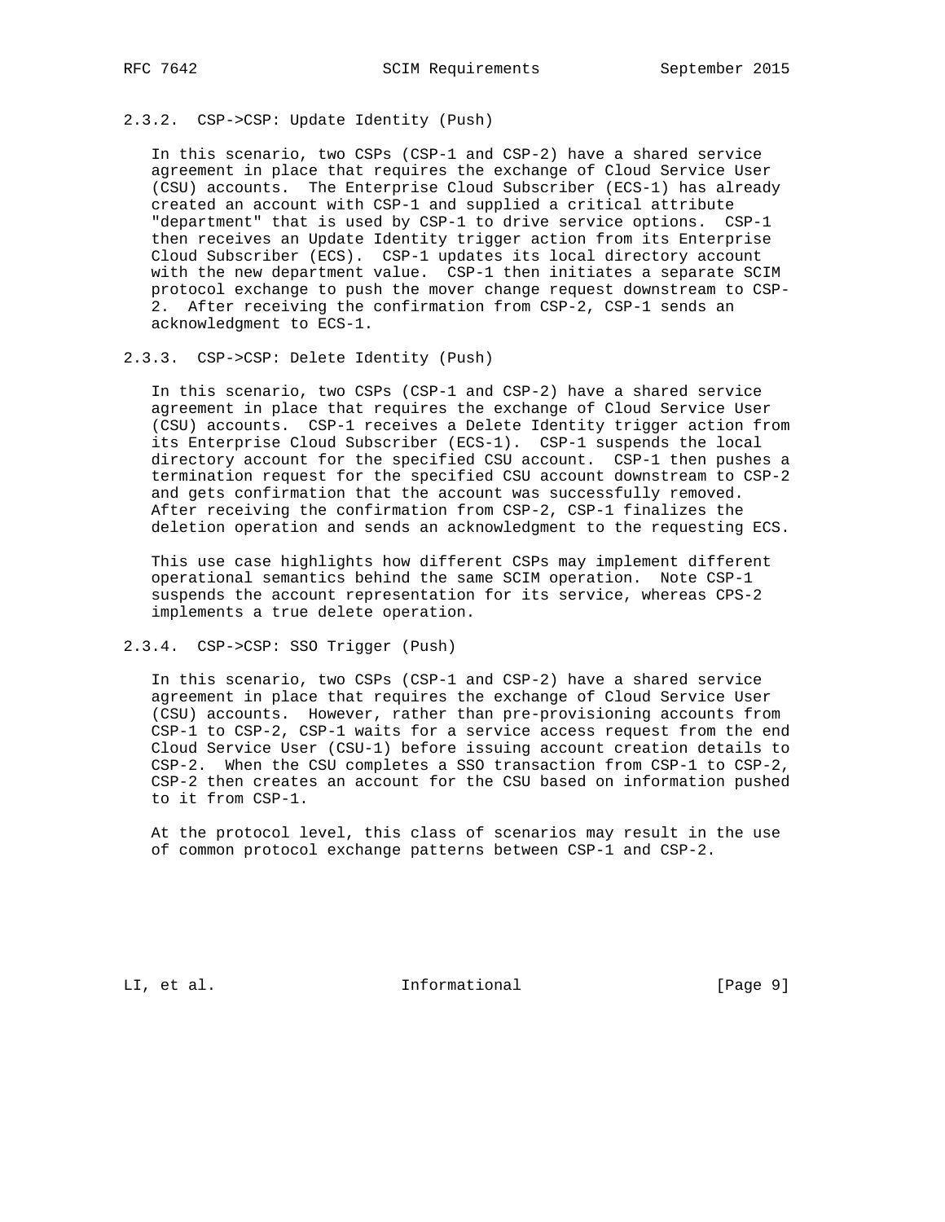### 2.3.2. CSP->CSP: Update Identity (Push)

In this scenario, two CSPs (CSP-1 and CSP-2) have a shared service agreement in place that requires the exchange of Cloud Service User (CSU) accounts. The Enterprise Cloud Subscriber (ECS-1) has already created an account with CSP-1 and supplied a critical attribute "department" that is used by CSP-1 to drive service options. CSP-1 then receives an Update Identity trigger action from its Enterprise Cloud Subscriber (ECS). CSP-1 updates its local directory account with the new department value. CSP-1 then initiates a separate SCIM protocol exchange to push the mover change request downstream to CSP-2. After receiving the confirmation from CSP-2, CSP-1 sends an acknowledgment to ECS-1.

### 2.3.3. CSP->CSP: Delete Identity (Push)

In this scenario, two CSPs (CSP-1 and CSP-2) have a shared service agreement in place that requires the exchange of Cloud Service User (CSU) accounts. CSP-1 receives a Delete Identity trigger action from its Enterprise Cloud Subscriber (ECS-1). CSP-1 suspends the local directory account for the specified CSU account. CSP-1 then pushes a termination request for the specified CSU account downstream to CSP-2 and gets confirmation that the account was successfully removed. After receiving the confirmation from CSP-2, CSP-1 finalizes the deletion operation and sends an acknowledgment to the requesting ECS.

This use case highlights how different CSPs may implement different operational semantics behind the same SCIM operation. Note CSP-1 suspends the account representation for its service, whereas CPS-2 implements a true delete operation.

### 2.3.4. CSP->CSP: SSO Trigger (Push)

In this scenario, two CSPs (CSP-1 and CSP-2) have a shared service agreement in place that requires the exchange of Cloud Service User (CSU) accounts. However, rather than pre-provisioning accounts from CSP-1 to CSP-2, CSP-1 waits for a service access request from the end Cloud Service User (CSU-1) before issuing account creation details to CSP-2. When the CSU completes a SSO transaction from CSP-1 to CSP-2, CSP-2 then creates an account for the CSU based on information pushed to it from CSP-1.

At the protocol level, this class of scenarios may result in the use of common protocol exchange patterns between CSP-1 and CSP-2.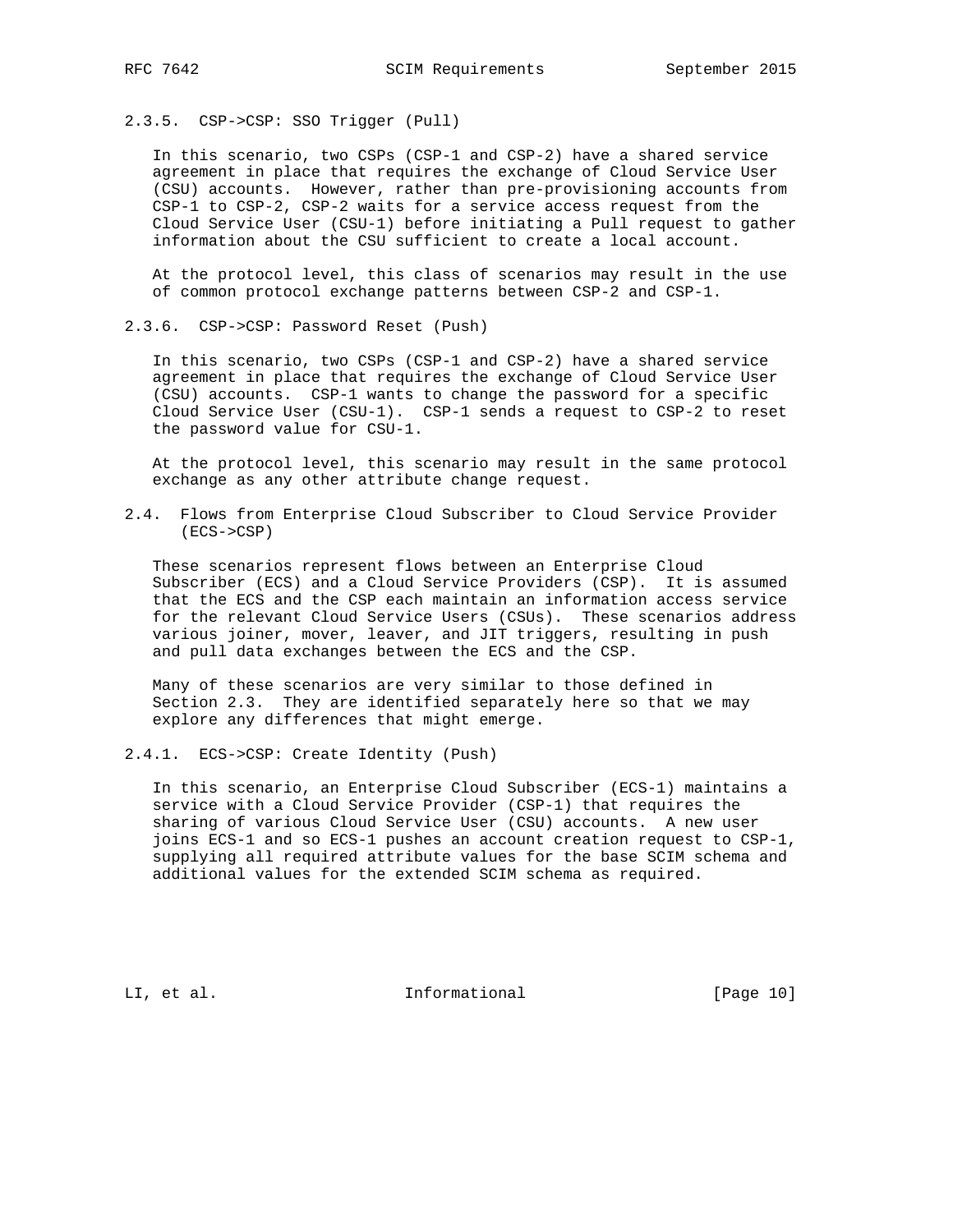#### 2.3.5. CSP->CSP: SSO Trigger (Pull)

In this scenario, two CSPs (CSP-1 and CSP-2) have a shared service agreement in place that requires the exchange of Cloud Service User (CSU) accounts. However, rather than pre-provisioning accounts from CSP-1 to CSP-2, CSP-2 waits for a service access request from the Cloud Service User (CSU-1) before initiating a Pull request to gather information about the CSU sufficient to create a local account.

At the protocol level, this class of scenarios may result in the use of common protocol exchange patterns between CSP-2 and CSP-1.

#### 2.3.6. CSP->CSP: Password Reset (Push)

In this scenario, two CSPs (CSP-1 and CSP-2) have a shared service agreement in place that requires the exchange of Cloud Service User (CSU) accounts. CSP-1 wants to change the password for a specific Cloud Service User (CSU-1). CSP-1 sends a request to CSP-2 to reset the password value for CSU-1.

At the protocol level, this scenario may result in the same protocol exchange as any other attribute change request.

### 2.4. Flows from Enterprise Cloud Subscriber to Cloud Service Provider (ECS->CSP)

These scenarios represent flows between an Enterprise Cloud Subscriber (ECS) and a Cloud Service Providers (CSP). It is assumed that the ECS and the CSP each maintain an information access service for the relevant Cloud Service Users (CSUs). These scenarios address various joiner, mover, leaver, and JIT triggers, resulting in push and pull data exchanges between the ECS and the CSP.

Many of these scenarios are very similar to those defined in Section 2.3. They are identified separately here so that we may explore any differences that might emerge.

#### 2.4.1. ECS->CSP: Create Identity (Push)

In this scenario, an Enterprise Cloud Subscriber (ECS-1) maintains a service with a Cloud Service Provider (CSP-1) that requires the sharing of various Cloud Service User (CSU) accounts. A new user joins ECS-1 and so ECS-1 pushes an account creation request to CSP-1, supplying all required attribute values for the base SCIM schema and additional values for the extended SCIM schema as required.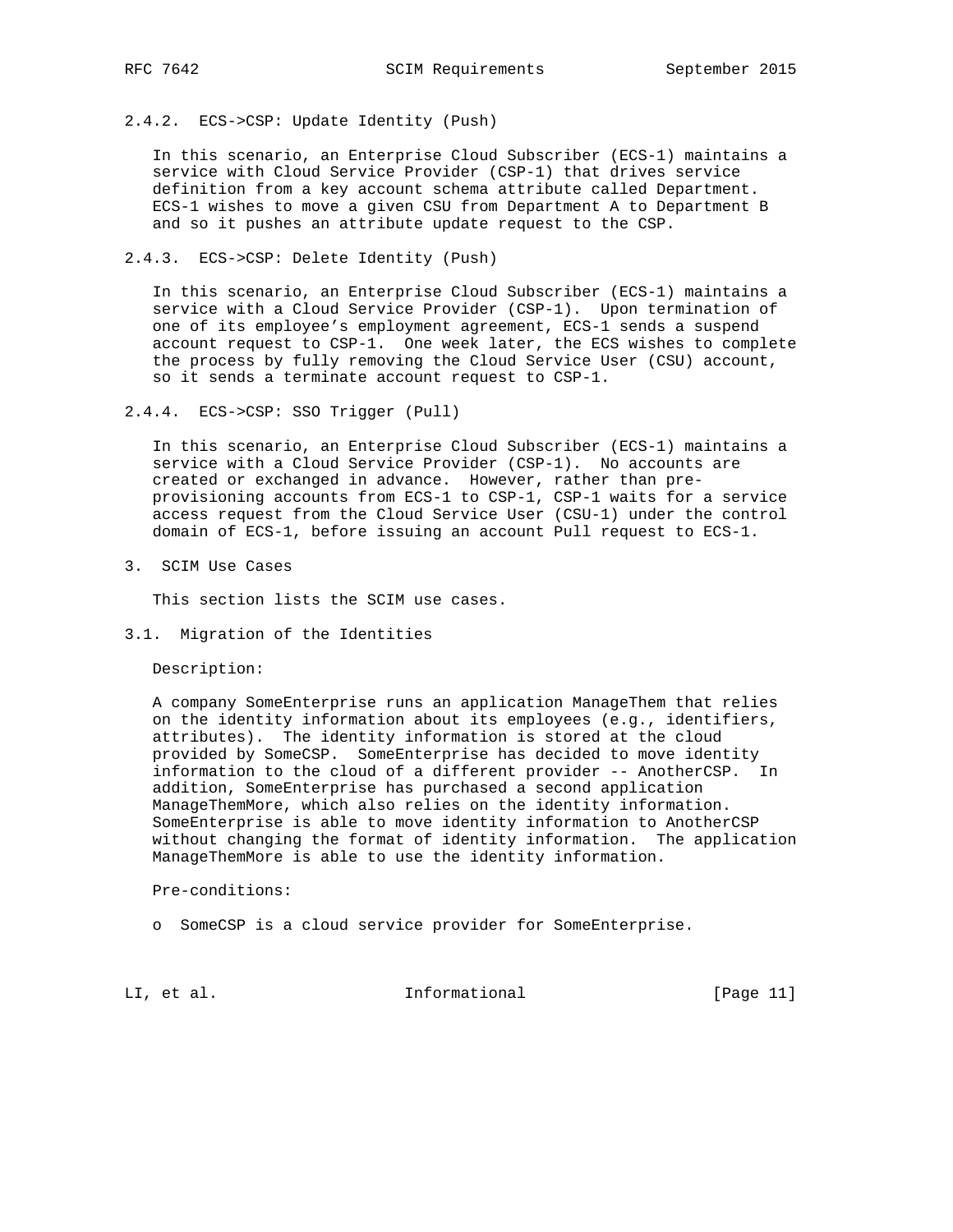### 2.4.2. ECS->CSP: Update Identity (Push)

In this scenario, an Enterprise Cloud Subscriber (ECS-1) maintains a service with Cloud Service Provider (CSP-1) that drives service definition from a key account schema attribute called Department. ECS-1 wishes to move a given CSU from Department A to Department B and so it pushes an attribute update request to the CSP.

### 2.4.3. ECS->CSP: Delete Identity (Push)

In this scenario, an Enterprise Cloud Subscriber (ECS-1) maintains a service with a Cloud Service Provider (CSP-1). Upon termination of one of its employee's employment agreement, ECS-1 sends a suspend account request to CSP-1. One week later, the ECS wishes to complete the process by fully removing the Cloud Service User (CSU) account, so it sends a terminate account request to CSP-1.

### 2.4.4. ECS->CSP: SSO Trigger (Pull)

In this scenario, an Enterprise Cloud Subscriber (ECS-1) maintains a service with a Cloud Service Provider (CSP-1). No accounts are created or exchanged in advance. However, rather than pre-provisioning accounts from ECS-1 to CSP-1, CSP-1 waits for a service access request from the Cloud Service User (CSU-1) under the control domain of ECS-1, before issuing an account Pull request to ECS-1.

# 3. SCIM Use Cases

This section lists the SCIM use cases.

## 3.1. Migration of the Identities

Description:

A company SomeEnterprise runs an application ManageThem that relies on the identity information about its employees (e.g., identifiers, attributes). The identity information is stored at the cloud provided by SomeCSP. SomeEnterprise has decided to move identity information to the cloud of a different provider -- AnotherCSP. In addition, SomeEnterprise has purchased a second application ManageThemMore, which also relies on the identity information. SomeEnterprise is able to move identity information to AnotherCSP without changing the format of identity information. The application ManageThemMore is able to use the identity information.

Pre-conditions:

- SomeCSP is a cloud service provider for SomeEnterprise.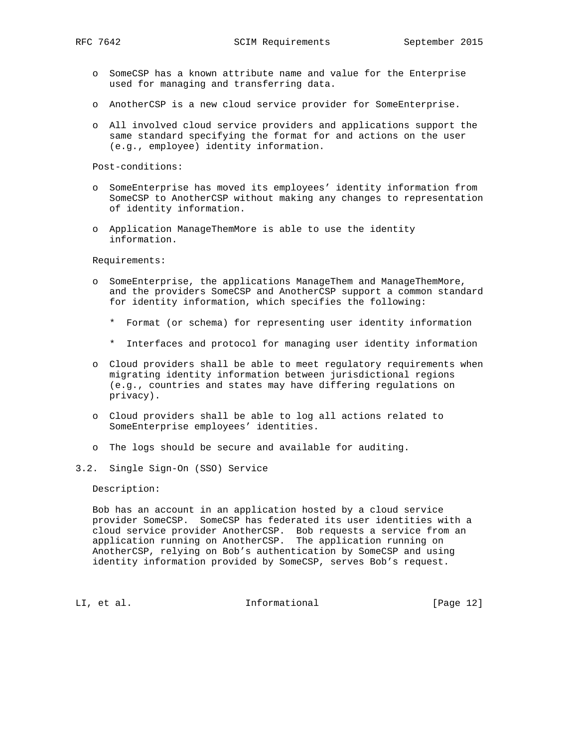- SomeCSP has a known attribute name and value for the Enterprise used for managing and transferring data.

- AnotherCSP is a new cloud service provider for SomeEnterprise.

- All involved cloud service providers and applications support the same standard specifying the format for and actions on the user (e.g., employee) identity information.

Post-conditions:

- SomeEnterprise has moved its employees' identity information from SomeCSP to AnotherCSP without making any changes to representation of identity information.

- Application ManageThemMore is able to use the identity information.

Requirements:

- SomeEnterprise, the applications ManageThem and ManageThemMore, and the providers SomeCSP and AnotherCSP support a common standard for identity information, which specifies the following:

  * Format (or schema) for representing user identity information

  * Interfaces and protocol for managing user identity information

- Cloud providers shall be able to meet regulatory requirements when migrating identity information between jurisdictional regions (e.g., countries and states may have differing regulations on privacy).

- Cloud providers shall be able to log all actions related to SomeEnterprise employees' identities.

- The logs should be secure and available for auditing.

## 3.2. Single Sign-On (SSO) Service

Description:

Bob has an account in an application hosted by a cloud service provider SomeCSP. SomeCSP has federated its user identities with a cloud service provider AnotherCSP. Bob requests a service from an application running on AnotherCSP. The application running on AnotherCSP, relying on Bob's authentication by SomeCSP and using identity information provided by SomeCSP, serves Bob's request.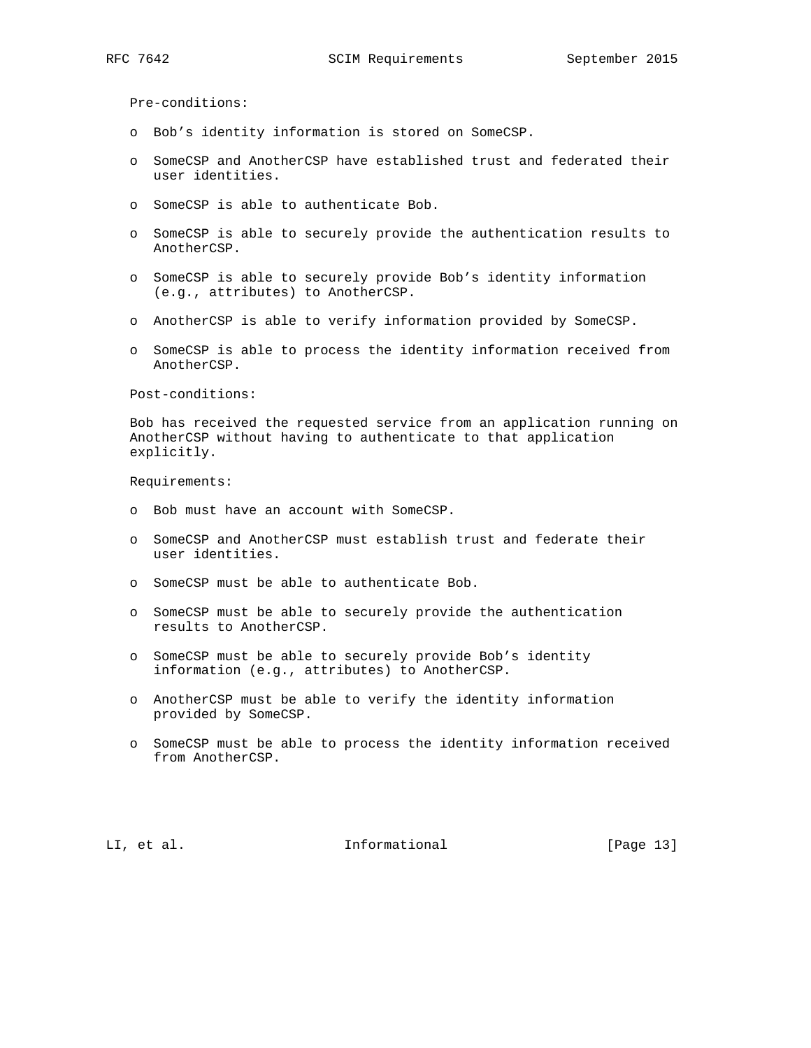Pre-conditions:

- Bob’s identity information is stored on SomeCSP.
- SomeCSP and AnotherCSP have established trust and federated their user identities.
- SomeCSP is able to authenticate Bob.
- SomeCSP is able to securely provide the authentication results to AnotherCSP.
- SomeCSP is able to securely provide Bob’s identity information (e.g., attributes) to AnotherCSP.
- AnotherCSP is able to verify information provided by SomeCSP.
- SomeCSP is able to process the identity information received from AnotherCSP.

Post-conditions:

Bob has received the requested service from an application running on AnotherCSP without having to authenticate to that application explicitly.

Requirements:

- Bob must have an account with SomeCSP.
- SomeCSP and AnotherCSP must establish trust and federate their user identities.
- SomeCSP must be able to authenticate Bob.
- SomeCSP must be able to securely provide the authentication results to AnotherCSP.
- SomeCSP must be able to securely provide Bob’s identity information (e.g., attributes) to AnotherCSP.
- AnotherCSP must be able to verify the identity information provided by SomeCSP.
- SomeCSP must be able to process the identity information received from AnotherCSP.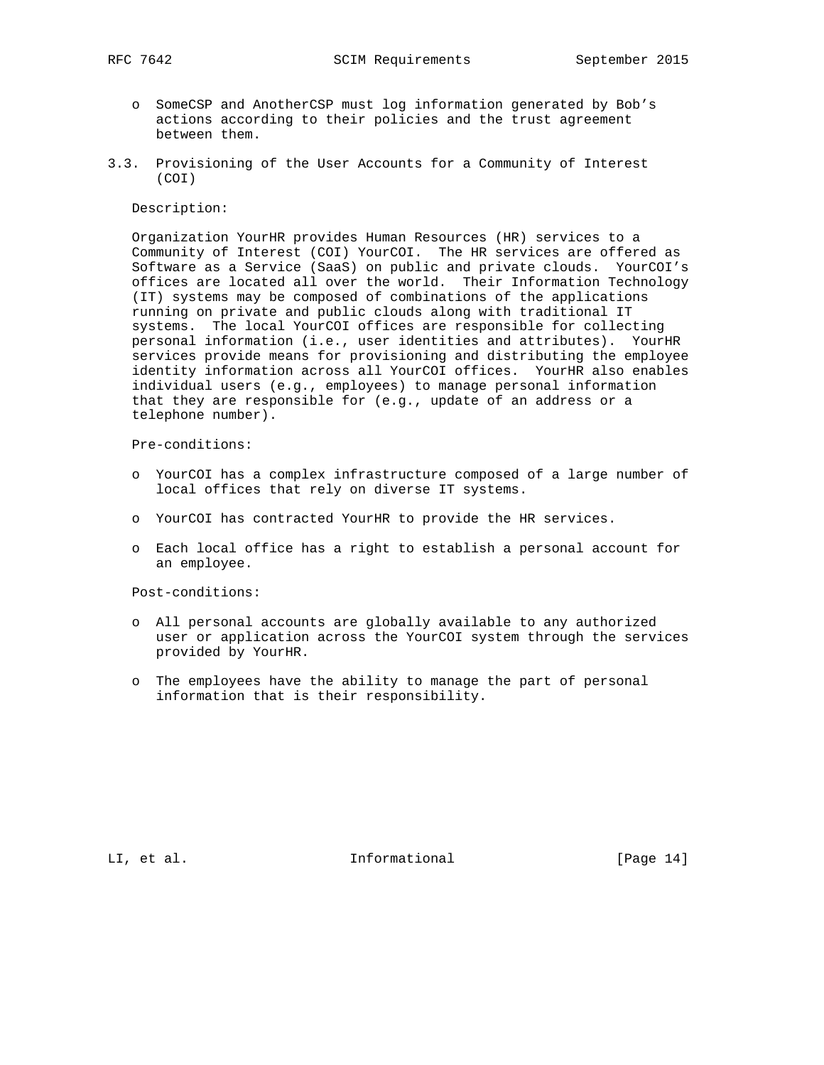- SomeCSP and AnotherCSP must log information generated by Bob’s actions according to their policies and the trust agreement between them.

### 3.3. Provisioning of the User Accounts for a Community of Interest (COI)

Description:

Organization YourHR provides Human Resources (HR) services to a Community of Interest (COI) YourCOI. The HR services are offered as Software as a Service (SaaS) on public and private clouds. YourCOI’s offices are located all over the world. Their Information Technology (IT) systems may be composed of combinations of the applications running on private and public clouds along with traditional IT systems. The local YourCOI offices are responsible for collecting personal information (i.e., user identities and attributes). YourHR services provide means for provisioning and distributing the employee identity information across all YourCOI offices. YourHR also enables individual users (e.g., employees) to manage personal information that they are responsible for (e.g., update of an address or a telephone number).

Pre-conditions:

- YourCOI has a complex infrastructure composed of a large number of local offices that rely on diverse IT systems.
- YourCOI has contracted YourHR to provide the HR services.
- Each local office has a right to establish a personal account for an employee.

Post-conditions:

- All personal accounts are globally available to any authorized user or application across the YourCOI system through the services provided by YourHR.
- The employees have the ability to manage the part of personal information that is their responsibility.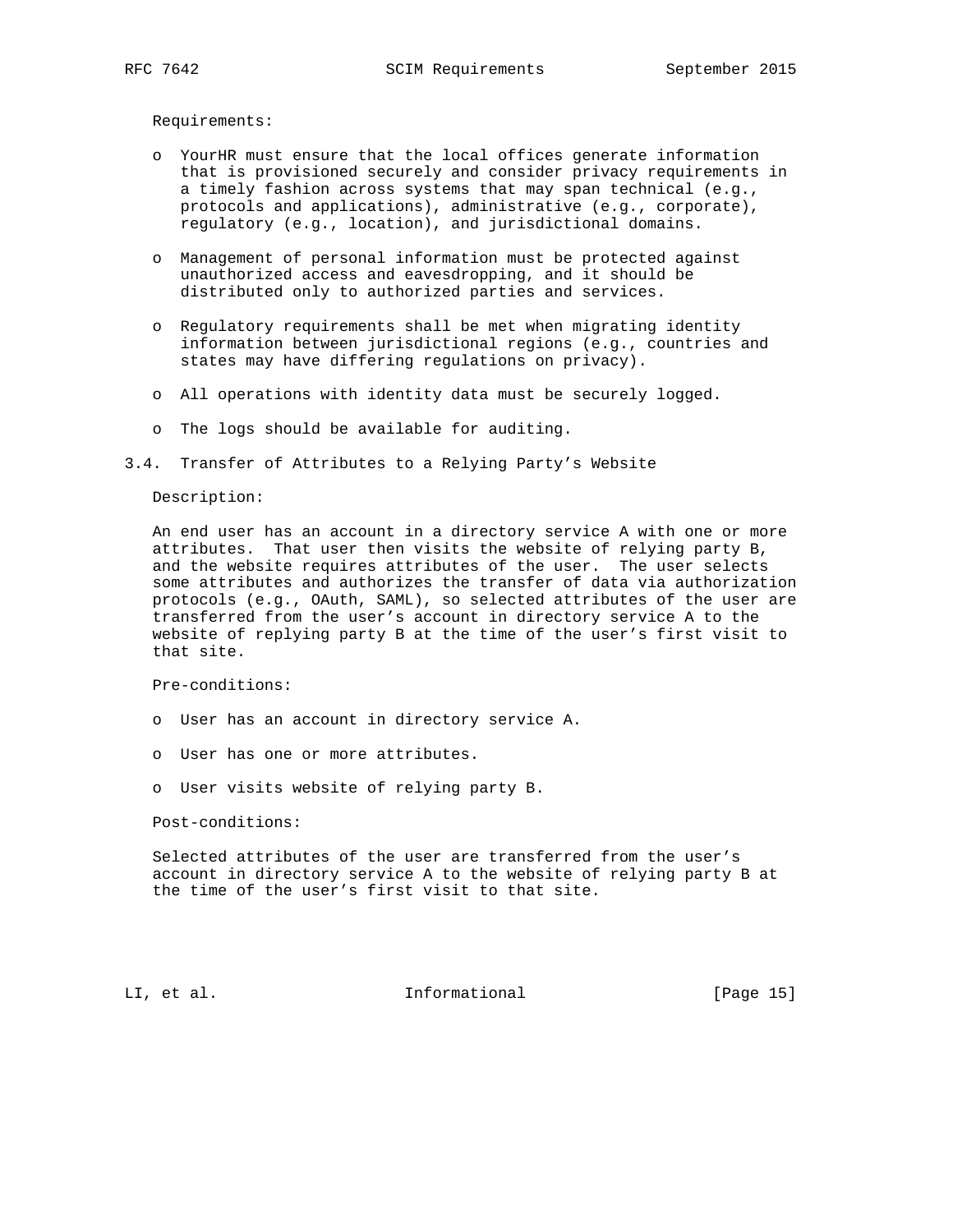Requirements:

- YourHR must ensure that the local offices generate information that is provisioned securely and consider privacy requirements in a timely fashion across systems that may span technical (e.g., protocols and applications), administrative (e.g., corporate), regulatory (e.g., location), and jurisdictional domains.

- Management of personal information must be protected against unauthorized access and eavesdropping, and it should be distributed only to authorized parties and services.

- Regulatory requirements shall be met when migrating identity information between jurisdictional regions (e.g., countries and states may have differing regulations on privacy).

- All operations with identity data must be securely logged.

- The logs should be available for auditing.

### 3.4. Transfer of Attributes to a Relying Party's Website

Description:

An end user has an account in a directory service A with one or more attributes. That user then visits the website of relying party B, and the website requires attributes of the user. The user selects some attributes and authorizes the transfer of data via authorization protocols (e.g., OAuth, SAML), so selected attributes of the user are transferred from the user's account in directory service A to the website of replying party B at the time of the user's first visit to that site.

Pre-conditions:

- User has an account in directory service A.

- User has one or more attributes.

- User visits website of relying party B.

Post-conditions:

Selected attributes of the user are transferred from the user's account in directory service A to the website of relying party B at the time of the user's first visit to that site.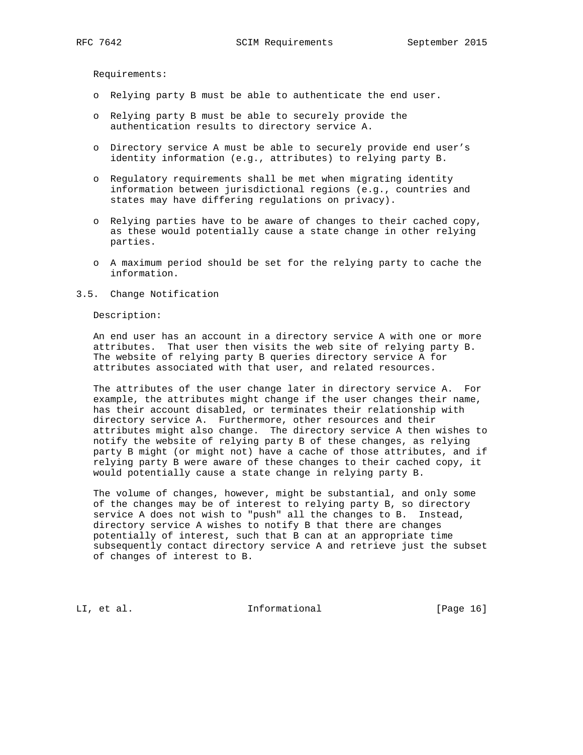Requirements:

- Relying party B must be able to authenticate the end user.
- Relying party B must be able to securely provide the authentication results to directory service A.
- Directory service A must be able to securely provide end user's identity information (e.g., attributes) to relying party B.
- Regulatory requirements shall be met when migrating identity information between jurisdictional regions (e.g., countries and states may have differing regulations on privacy).
- Relying parties have to be aware of changes to their cached copy, as these would potentially cause a state change in other relying parties.
- A maximum period should be set for the relying party to cache the information.

### 3.5. Change Notification

Description:

An end user has an account in a directory service A with one or more attributes. That user then visits the web site of relying party B. The website of relying party B queries directory service A for attributes associated with that user, and related resources.

The attributes of the user change later in directory service A. For example, the attributes might change if the user changes their name, has their account disabled, or terminates their relationship with directory service A. Furthermore, other resources and their attributes might also change. The directory service A then wishes to notify the website of relying party B of these changes, as relying party B might (or might not) have a cache of those attributes, and if relying party B were aware of these changes to their cached copy, it would potentially cause a state change in relying party B.

The volume of changes, however, might be substantial, and only some of the changes may be of interest to relying party B, so directory service A does not wish to "push" all the changes to B. Instead, directory service A wishes to notify B that there are changes potentially of interest, such that B can at an appropriate time subsequently contact directory service A and retrieve just the subset of changes of interest to B.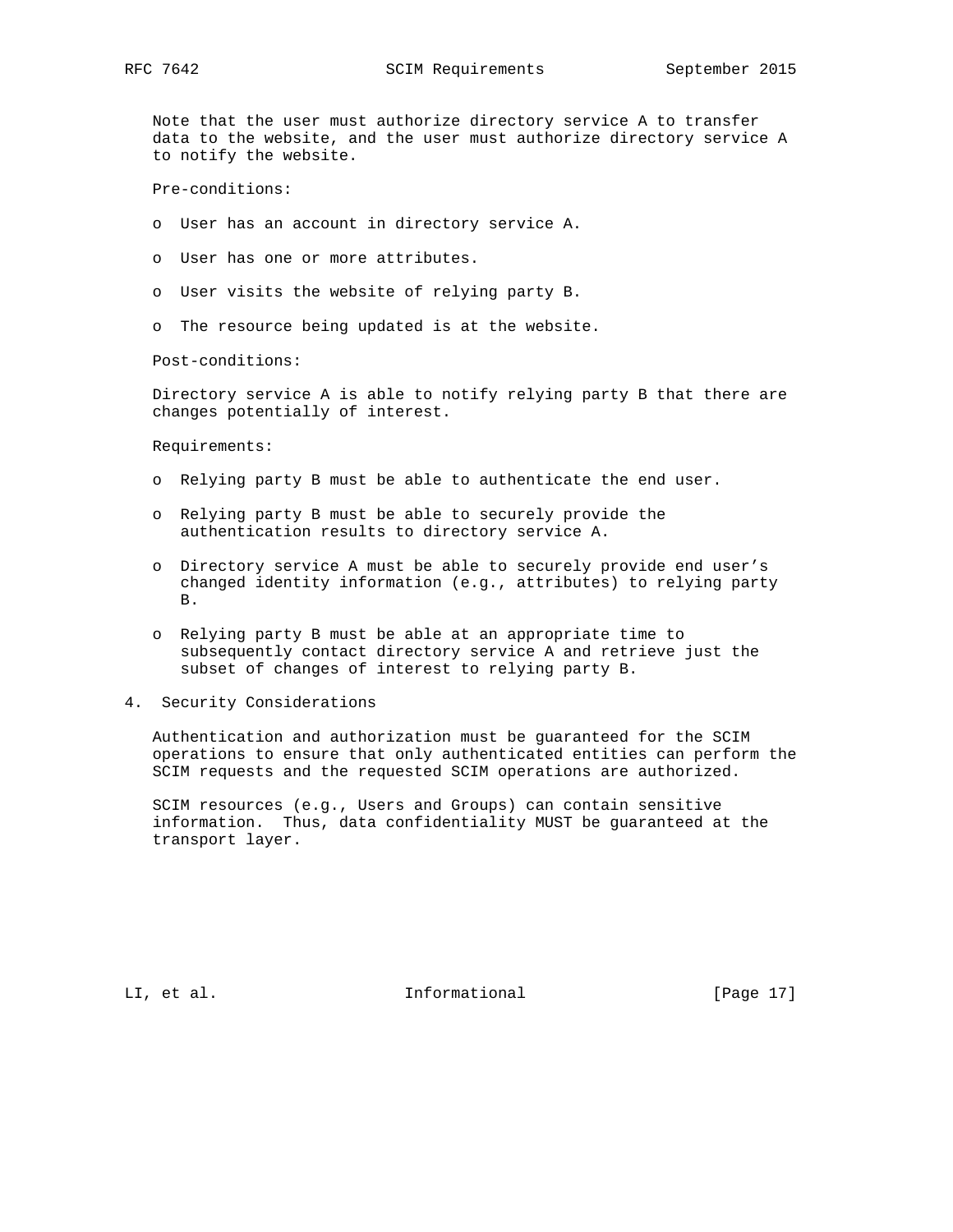Note that the user must authorize directory service A to transfer data to the website, and the user must authorize directory service A to notify the website.

Pre-conditions:

- User has an account in directory service A.
- User has one or more attributes.
- User visits the website of relying party B.
- The resource being updated is at the website.

Post-conditions:

Directory service A is able to notify relying party B that there are changes potentially of interest.

Requirements:

- Relying party B must be able to authenticate the end user.
- Relying party B must be able to securely provide the authentication results to directory service A.
- Directory service A must be able to securely provide end user's changed identity information (e.g., attributes) to relying party B.
- Relying party B must be able at an appropriate time to subsequently contact directory service A and retrieve just the subset of changes of interest to relying party B.

## 4. Security Considerations

Authentication and authorization must be guaranteed for the SCIM operations to ensure that only authenticated entities can perform the SCIM requests and the requested SCIM operations are authorized.

SCIM resources (e.g., Users and Groups) can contain sensitive information. Thus, data confidentiality MUST be guaranteed at the transport layer.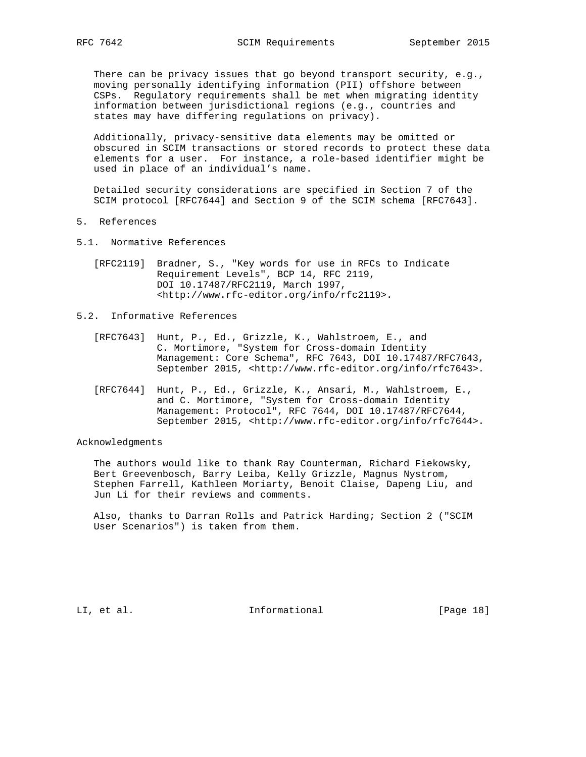There can be privacy issues that go beyond transport security, e.g., moving personally identifying information (PII) offshore between CSPs. Regulatory requirements shall be met when migrating identity information between jurisdictional regions (e.g., countries and states may have differing regulations on privacy).

Additionally, privacy-sensitive data elements may be omitted or obscured in SCIM transactions or stored records to protect these data elements for a user. For instance, a role-based identifier might be used in place of an individual's name.

Detailed security considerations are specified in Section 7 of the SCIM protocol [RFC7644] and Section 9 of the SCIM schema [RFC7643].

# 5. References

## 5.1. Normative References

[RFC2119] Bradner, S., "Key words for use in RFCs to Indicate Requirement Levels", BCP 14, RFC 2119, DOI 10.17487/RFC2119, March 1997, <http://www.rfc-editor.org/info/rfc2119>.

## 5.2. Informative References

[RFC7643] Hunt, P., Ed., Grizzle, K., Wahlstroem, E., and C. Mortimore, "System for Cross-domain Identity Management: Core Schema", RFC 7643, DOI 10.17487/RFC7643, September 2015, <http://www.rfc-editor.org/info/rfc7643>.

[RFC7644] Hunt, P., Ed., Grizzle, K., Ansari, M., Wahlstroem, E., and C. Mortimore, "System for Cross-domain Identity Management: Protocol", RFC 7644, DOI 10.17487/RFC7644, September 2015, <http://www.rfc-editor.org/info/rfc7644>.

# Acknowledgments

The authors would like to thank Ray Counterman, Richard Fiekowsky, Bert Greevenbosch, Barry Leiba, Kelly Grizzle, Magnus Nystrom, Stephen Farrell, Kathleen Moriarty, Benoit Claise, Dapeng Liu, and Jun Li for their reviews and comments.

Also, thanks to Darran Rolls and Patrick Harding; Section 2 ("SCIM User Scenarios") is taken from them.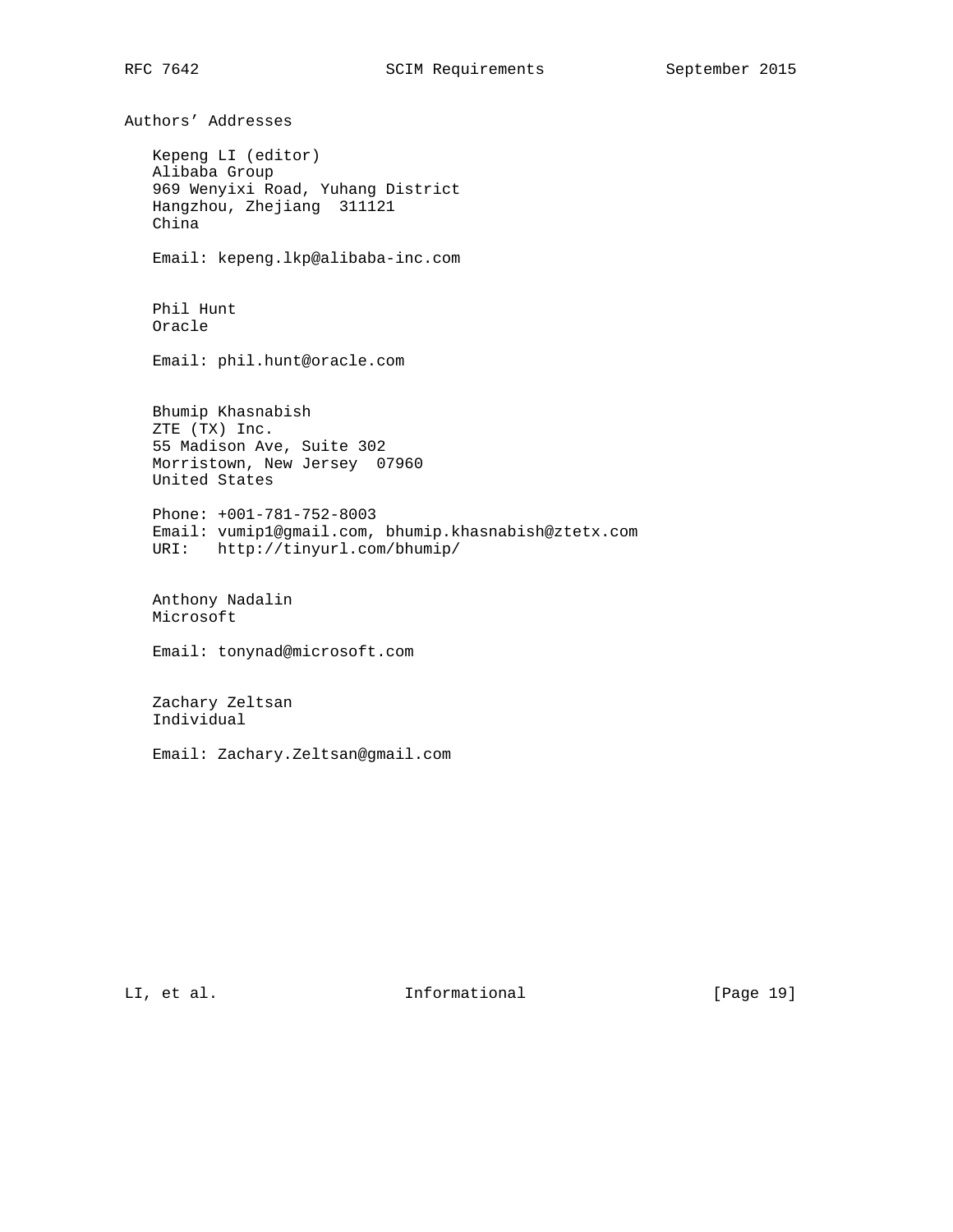## Authors' Addresses

Kepeng LI (editor)
Alibaba Group
969 Wenyixi Road, Yuhang District
Hangzhou, Zhejiang  311121
China

Email: kepeng.lkp@alibaba-inc.com

Phil Hunt
Oracle

Email: phil.hunt@oracle.com

Bhumip Khasnabish
ZTE (TX) Inc.
55 Madison Ave, Suite 302
Morristown, New Jersey  07960
United States

Phone: +001-781-752-8003
Email: vumip1@gmail.com, bhumip.khasnabish@ztetx.com
URI:   http://tinyurl.com/bhumip/

Anthony Nadalin
Microsoft

Email: tonynad@microsoft.com

Zachary Zeltsan
Individual

Email: Zachary.Zeltsan@gmail.com